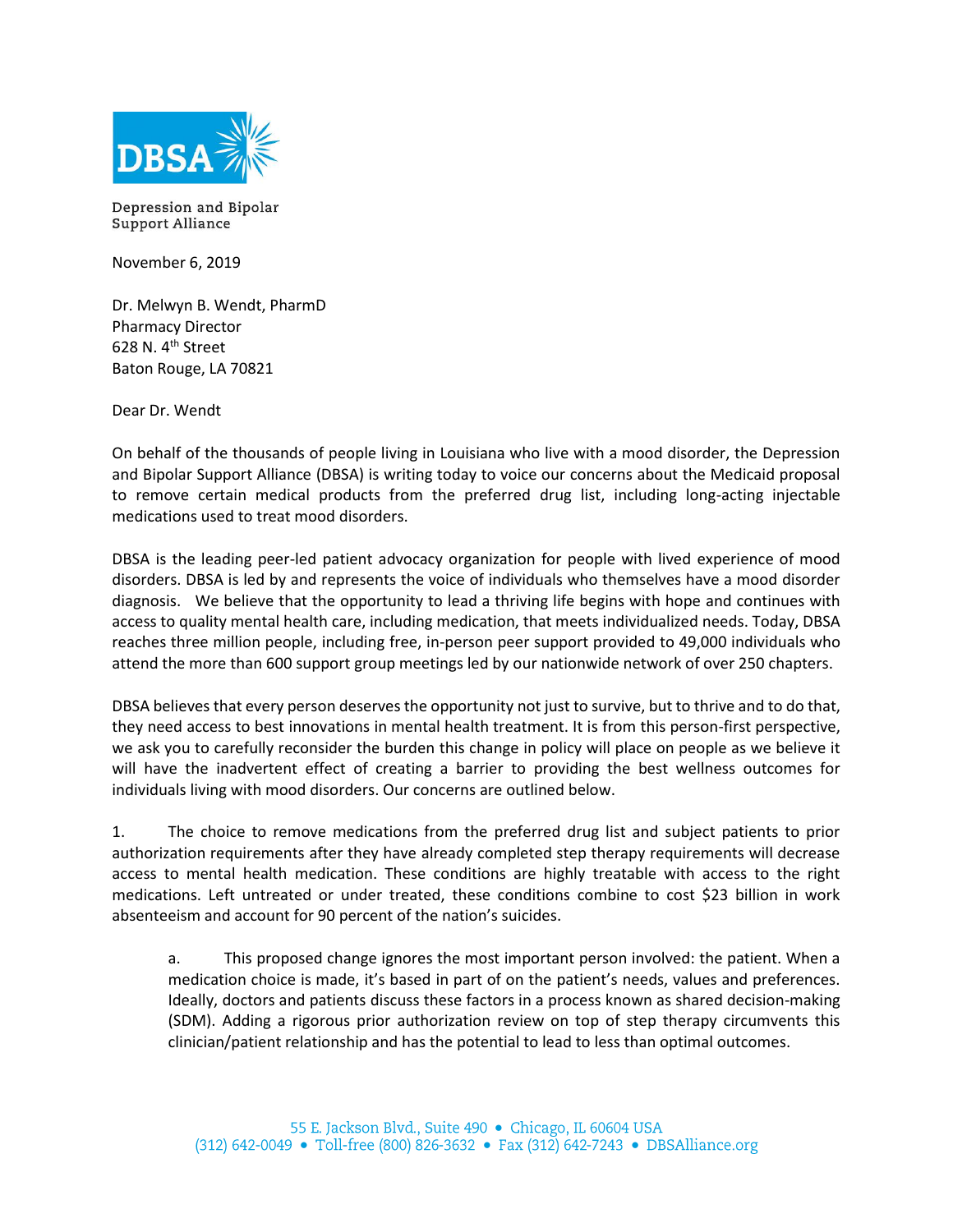DBSA

Depression and Bipolar Support Alliance

November 6, 2019

Dr. Melwyn B. Wendt, PharmD
Pharmacy Director
628 N. 4th Street
Baton Rouge, LA 70821

Dear Dr. Wendt

On behalf of the thousands of people living in Louisiana who live with a mood disorder, the Depression and Bipolar Support Alliance (DBSA) is writing today to voice our concerns about the Medicaid proposal to remove certain medical products from the preferred drug list, including long-acting injectable medications used to treat mood disorders.

DBSA is the leading peer-led patient advocacy organization for people with lived experience of mood disorders. DBSA is led by and represents the voice of individuals who themselves have a mood disorder diagnosis. We believe that the opportunity to lead a thriving life begins with hope and continues with access to quality mental health care, including medication, that meets individualized needs. Today, DBSA reaches three million people, including free, in-person peer support provided to 49,000 individuals who attend the more than 600 support group meetings led by our nationwide network of over 250 chapters.

DBSA believes that every person deserves the opportunity not just to survive, but to thrive and to do that, they need access to best innovations in mental health treatment. It is from this person-first perspective, we ask you to carefully reconsider the burden this change in policy will place on people as we believe it will have the inadvertent effect of creating a barrier to providing the best wellness outcomes for individuals living with mood disorders. Our concerns are outlined below.

1. The choice to remove medications from the preferred drug list and subject patients to prior authorization requirements after they have already completed step therapy requirements will decrease access to mental health medication. These conditions are highly treatable with access to the right medications. Left untreated or under treated, these conditions combine to cost $23 billion in work absenteeism and account for 90 percent of the nation's suicides.

    a. This proposed change ignores the most important person involved: the patient. When a medication choice is made, it's based in part of on the patient's needs, values and preferences. Ideally, doctors and patients discuss these factors in a process known as shared decision-making (SDM). Adding a rigorous prior authorization review on top of step therapy circumvents this clinician/patient relationship and has the potential to lead to less than optimal outcomes.

55 E. Jackson Blvd., Suite 490 • Chicago, IL 60604 USA
(312) 642-0049 • Toll-free (800) 826-3632 • Fax (312) 642-7243 • DBSAlliance.org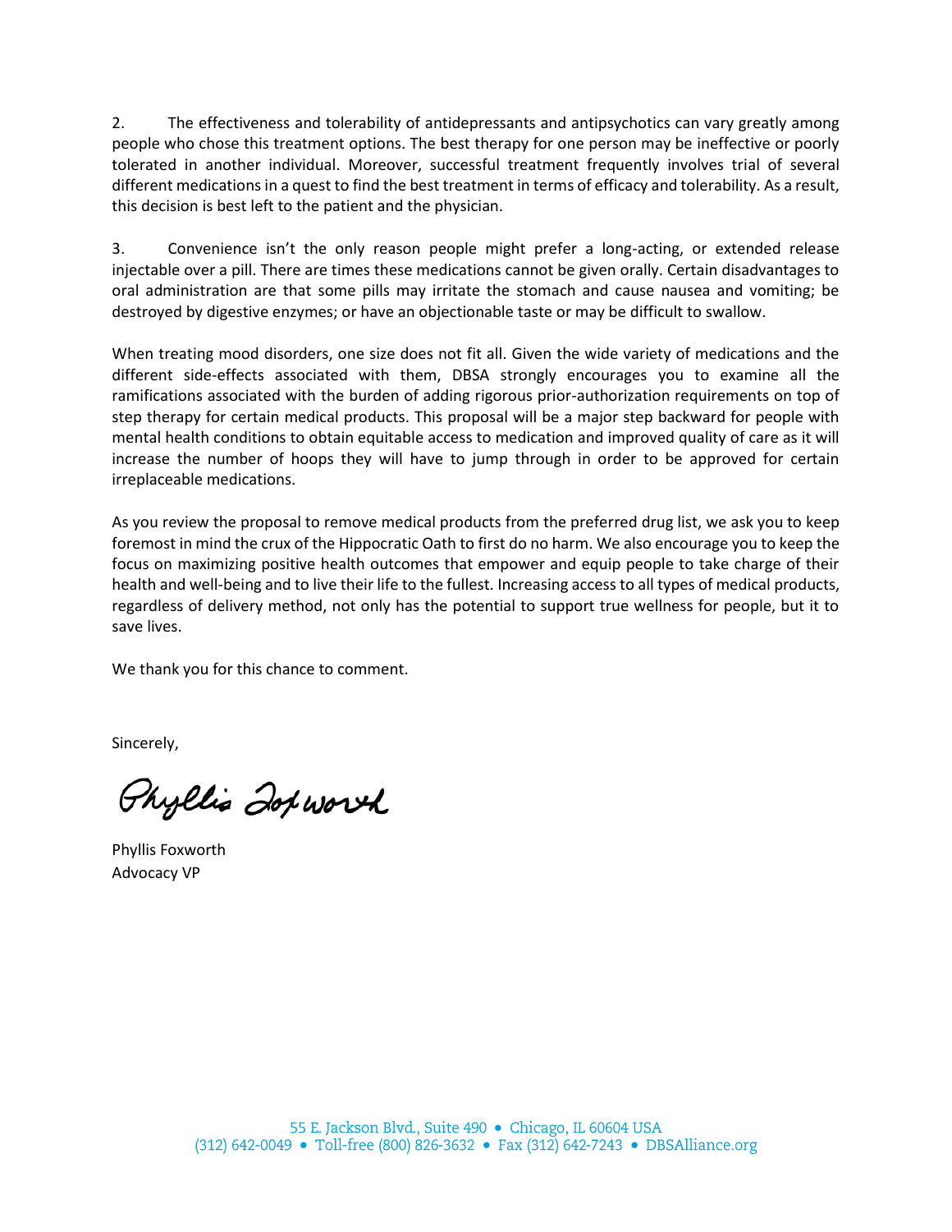2. The effectiveness and tolerability of antidepressants and antipsychotics can vary greatly among people who chose this treatment options. The best therapy for one person may be ineffective or poorly tolerated in another individual. Moreover, successful treatment frequently involves trial of several different medications in a quest to find the best treatment in terms of efficacy and tolerability. As a result, this decision is best left to the patient and the physician.

3. Convenience isn't the only reason people might prefer a long-acting, or extended release injectable over a pill. There are times these medications cannot be given orally. Certain disadvantages to oral administration are that some pills may irritate the stomach and cause nausea and vomiting; be destroyed by digestive enzymes; or have an objectionable taste or may be difficult to swallow.

When treating mood disorders, one size does not fit all. Given the wide variety of medications and the different side-effects associated with them, DBSA strongly encourages you to examine all the ramifications associated with the burden of adding rigorous prior-authorization requirements on top of step therapy for certain medical products. This proposal will be a major step backward for people with mental health conditions to obtain equitable access to medication and improved quality of care as it will increase the number of hoops they will have to jump through in order to be approved for certain irreplaceable medications.

As you review the proposal to remove medical products from the preferred drug list, we ask you to keep foremost in mind the crux of the Hippocratic Oath to first do no harm. We also encourage you to keep the focus on maximizing positive health outcomes that empower and equip people to take charge of their health and well-being and to live their life to the fullest. Increasing access to all types of medical products, regardless of delivery method, not only has the potential to support true wellness for people, but it to save lives.

We thank you for this chance to comment.

Sincerely,

Phyllis Foxworth

Phyllis Foxworth
Advocacy VP

55 E. Jackson Blvd., Suite 490 • Chicago, IL 60604 USA
(312) 642-0049 • Toll-free (800) 826-3632 • Fax (312) 642-7243 • DBSAlliance.org